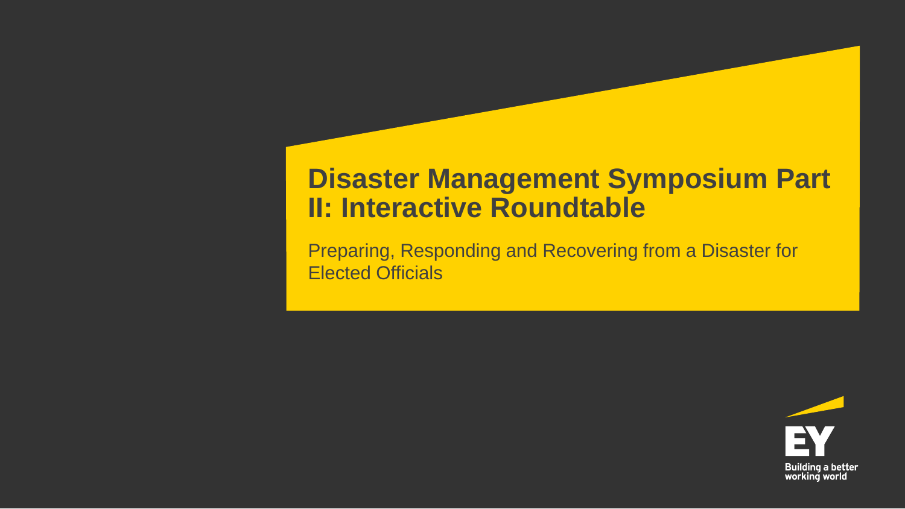# Disaster Management Symposium Part II: Interactive Roundtable

Preparing, Responding and Recovering from a Disaster for Elected Officials

EY

Building a better working world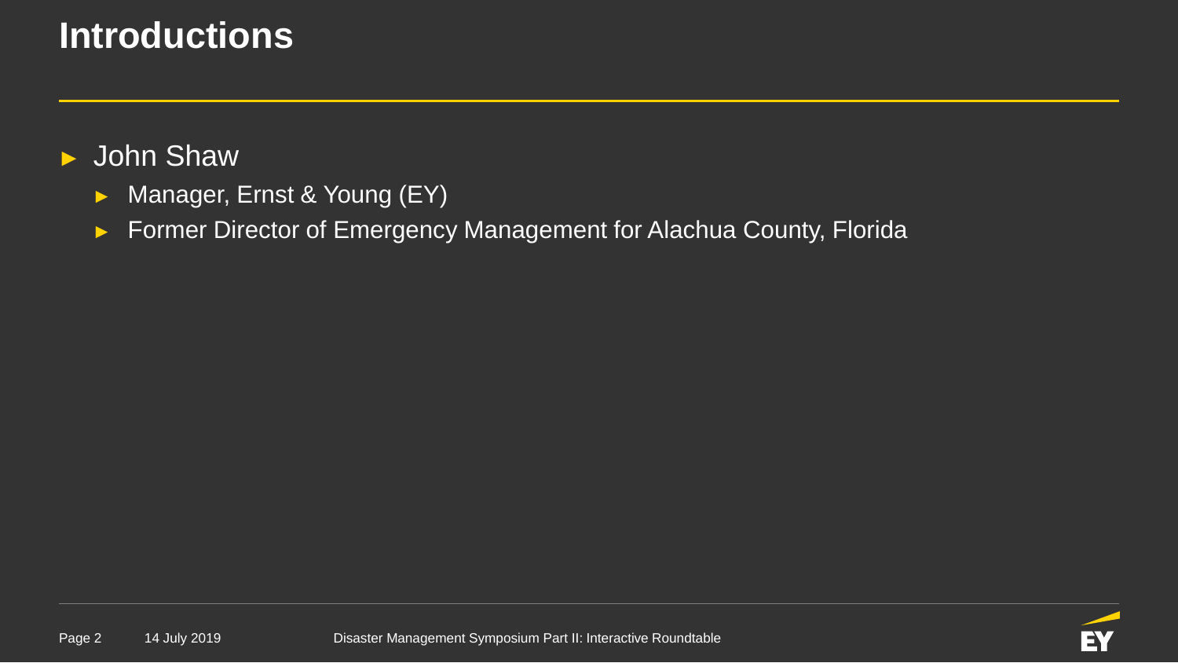# Introductions

- John Shaw
  - Manager, Ernst & Young (EY)
  - Former Director of Emergency Management for Alachua County, Florida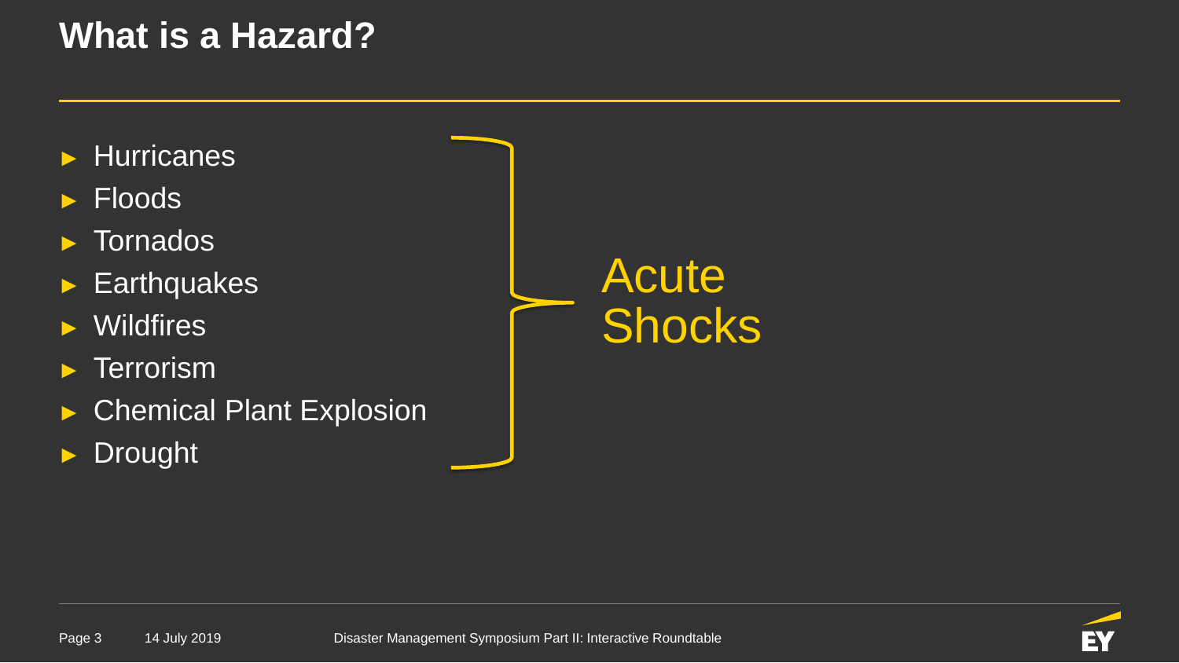# What is a Hazard?

- Hurricanes
- Floods
- Tornados
- Earthquakes
- Wildfires
- Terrorism
- Chemical Plant Explosion
- Drought

Acute Shocks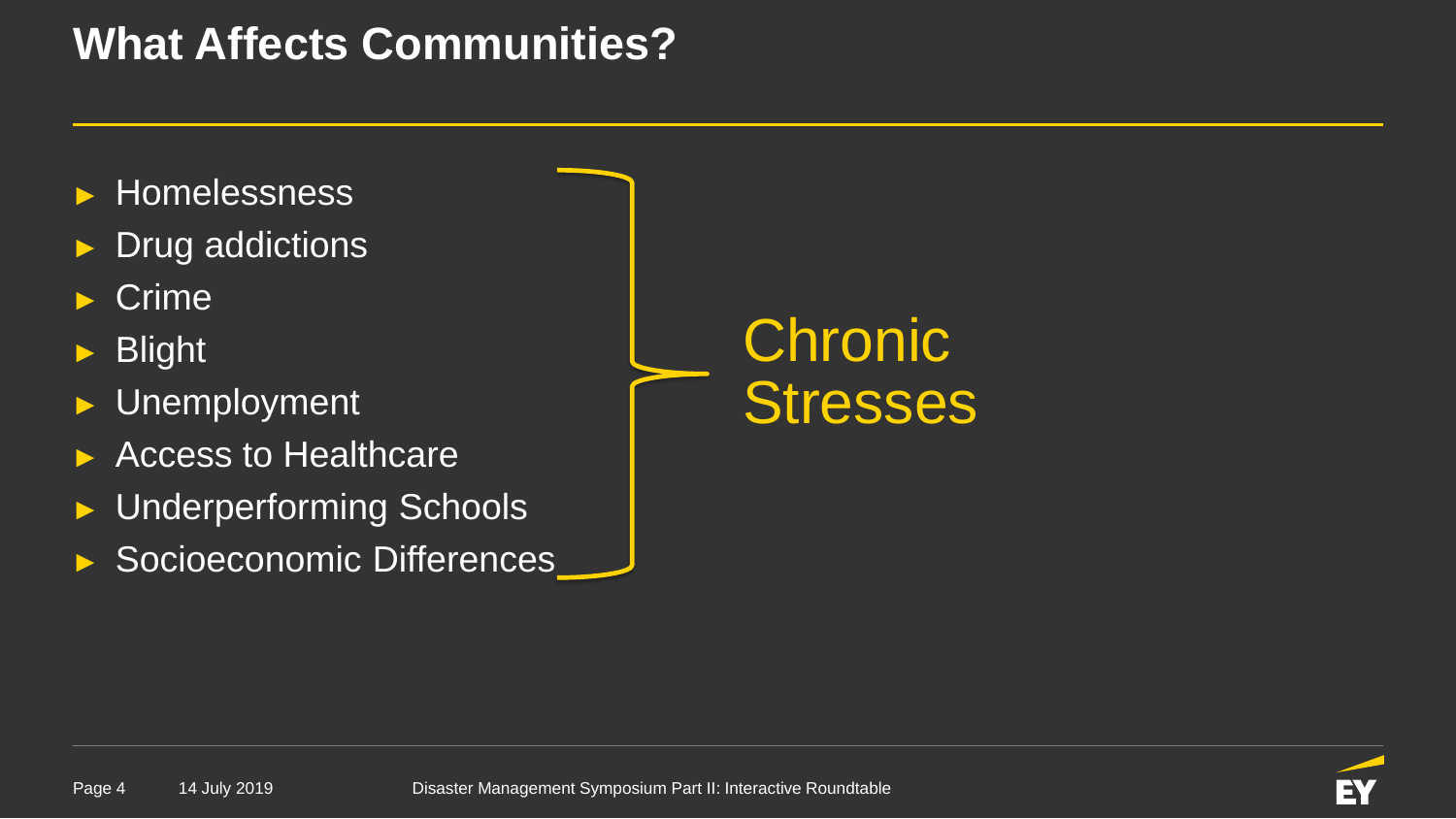# What Affects Communities?

- Homelessness
- Drug addictions
- Crime
- Blight
- Unemployment
- Access to Healthcare
- Underperforming Schools
- Socioeconomic Differences

} Chronic Stresses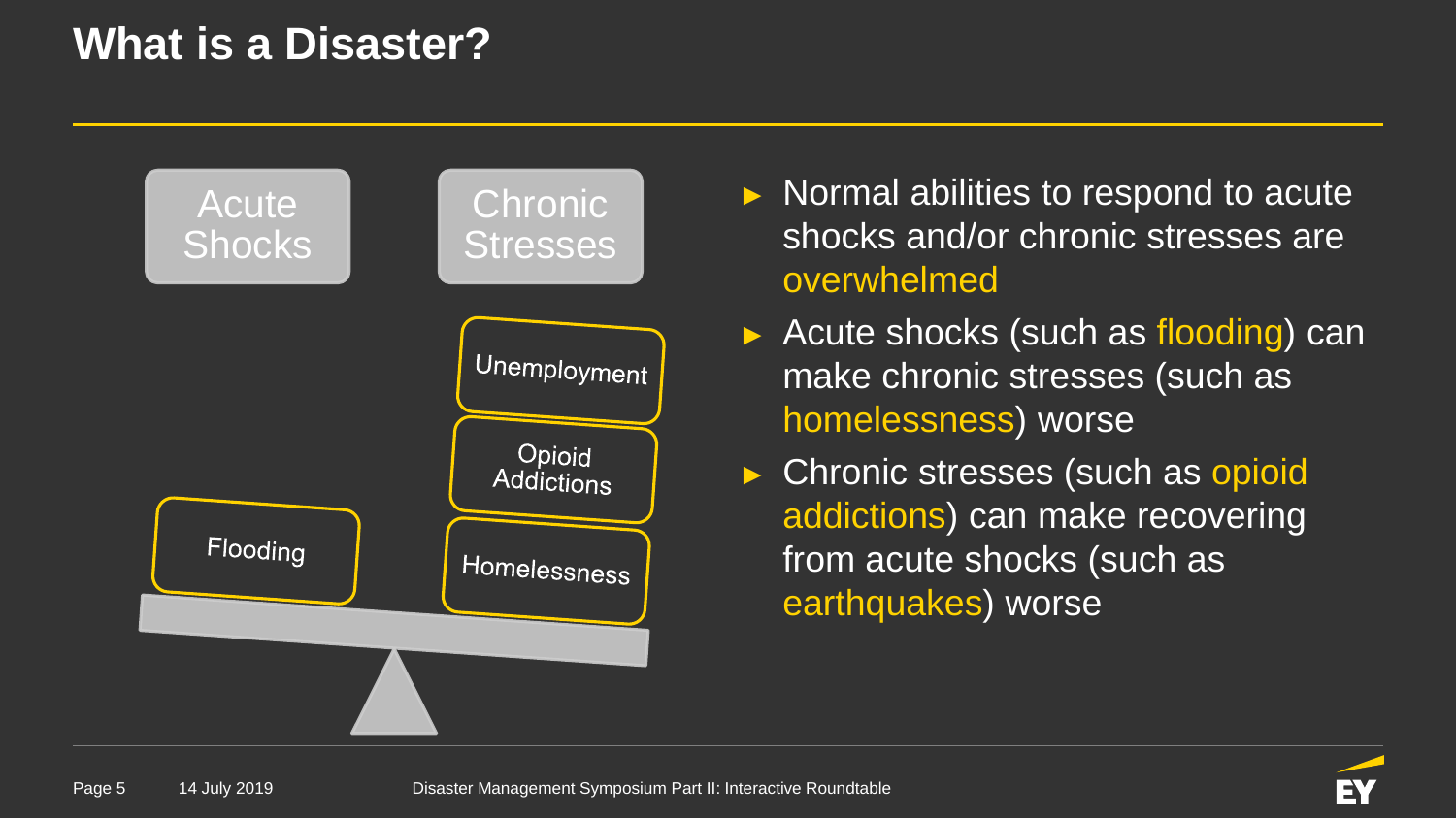# What is a Disaster?

Acute Shocks | Chronic Stresses

Flooding | Unemployment, Opioid Addictions, Homelessness

- Normal abilities to respond to acute shocks and/or chronic stresses are overwhelmed
- Acute shocks (such as flooding) can make chronic stresses (such as homelessness) worse
- Chronic stresses (such as opioid addictions) can make recovering from acute shocks (such as earthquakes) worse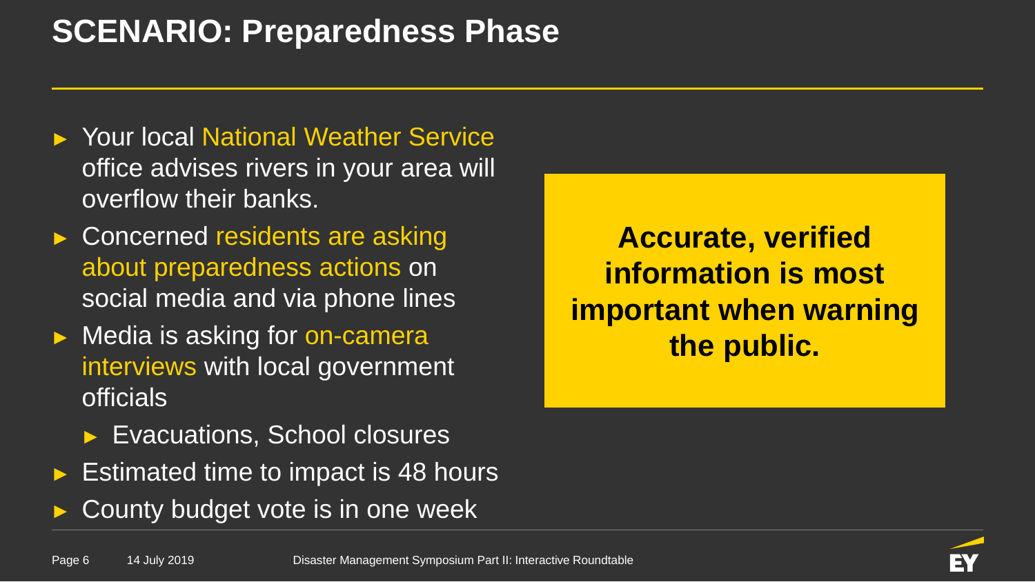# SCENARIO: Preparedness Phase

- Your local National Weather Service office advises rivers in your area will overflow their banks.
- Concerned residents are asking about preparedness actions on social media and via phone lines
- Media is asking for on-camera interviews with local government officials
  - Evacuations, School closures
- Estimated time to impact is 48 hours
- County budget vote is in one week

**Accurate, verified information is most important when warning the public.**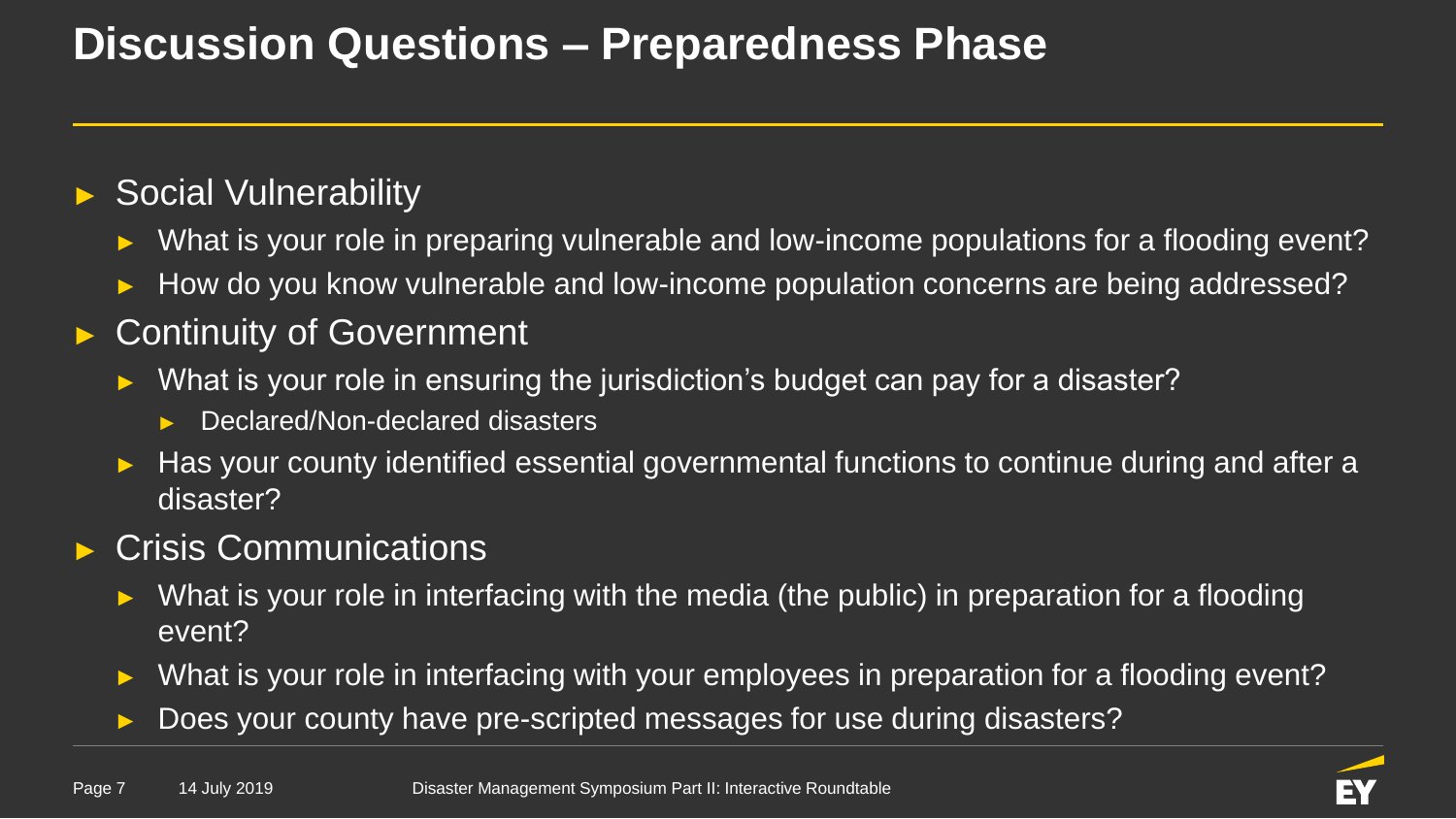# Discussion Questions – Preparedness Phase

- Social Vulnerability
  - What is your role in preparing vulnerable and low-income populations for a flooding event?
  - How do you know vulnerable and low-income population concerns are being addressed?
- Continuity of Government
  - What is your role in ensuring the jurisdiction's budget can pay for a disaster?
    - Declared/Non-declared disasters
  - Has your county identified essential governmental functions to continue during and after a disaster?
- Crisis Communications
  - What is your role in interfacing with the media (the public) in preparation for a flooding event?
  - What is your role in interfacing with your employees in preparation for a flooding event?
  - Does your county have pre-scripted messages for use during disasters?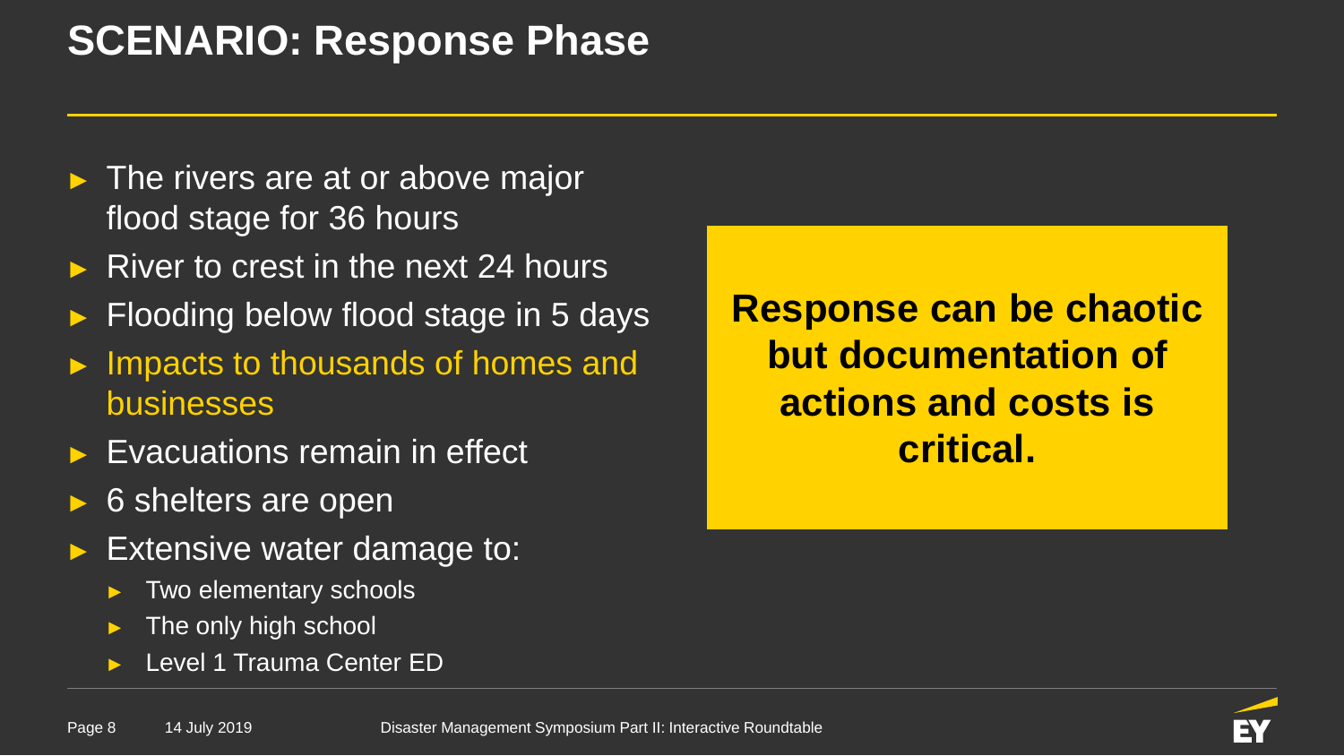# SCENARIO: Response Phase

- The rivers are at or above major flood stage for 36 hours
- River to crest in the next 24 hours
- Flooding below flood stage in 5 days
- Impacts to thousands of homes and businesses
- Evacuations remain in effect
- 6 shelters are open
- Extensive water damage to:
  - Two elementary schools
  - The only high school
  - Level 1 Trauma Center ED

**Response can be chaotic but documentation of actions and costs is critical.**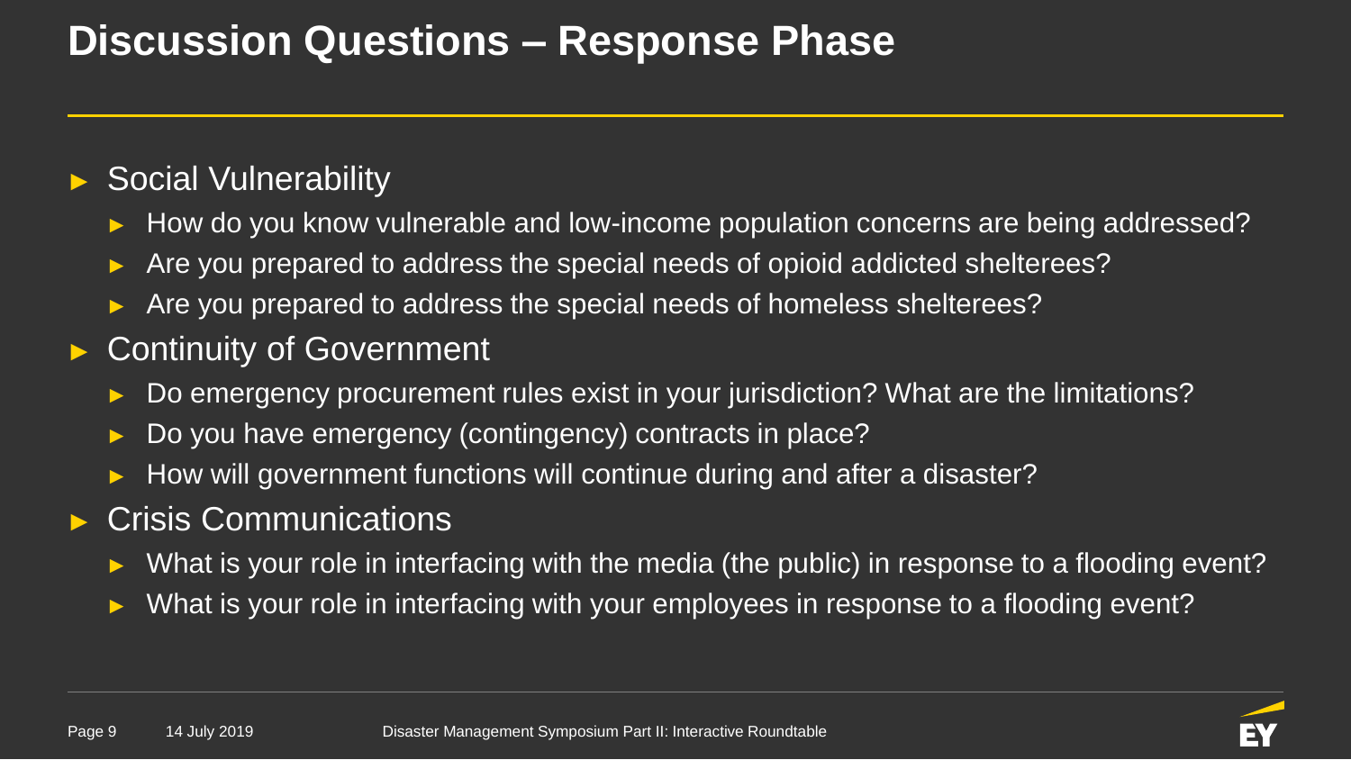# Discussion Questions – Response Phase

- Social Vulnerability
  - How do you know vulnerable and low-income population concerns are being addressed?
  - Are you prepared to address the special needs of opioid addicted shelterees?
  - Are you prepared to address the special needs of homeless shelterees?
- Continuity of Government
  - Do emergency procurement rules exist in your jurisdiction? What are the limitations?
  - Do you have emergency (contingency) contracts in place?
  - How will government functions will continue during and after a disaster?
- Crisis Communications
  - What is your role in interfacing with the media (the public) in response to a flooding event?
  - What is your role in interfacing with your employees in response to a flooding event?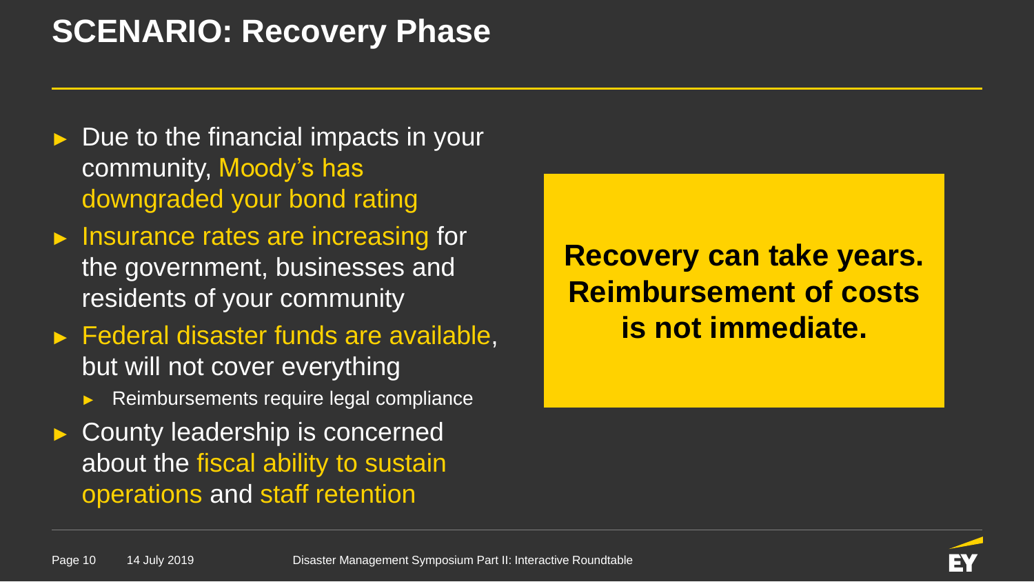# SCENARIO: Recovery Phase

- Due to the financial impacts in your community, Moody's has downgraded your bond rating
- Insurance rates are increasing for the government, businesses and residents of your community
- Federal disaster funds are available, but will not cover everything
  - Reimbursements require legal compliance
- County leadership is concerned about the fiscal ability to sustain operations and staff retention

**Recovery can take years. Reimbursement of costs is not immediate.**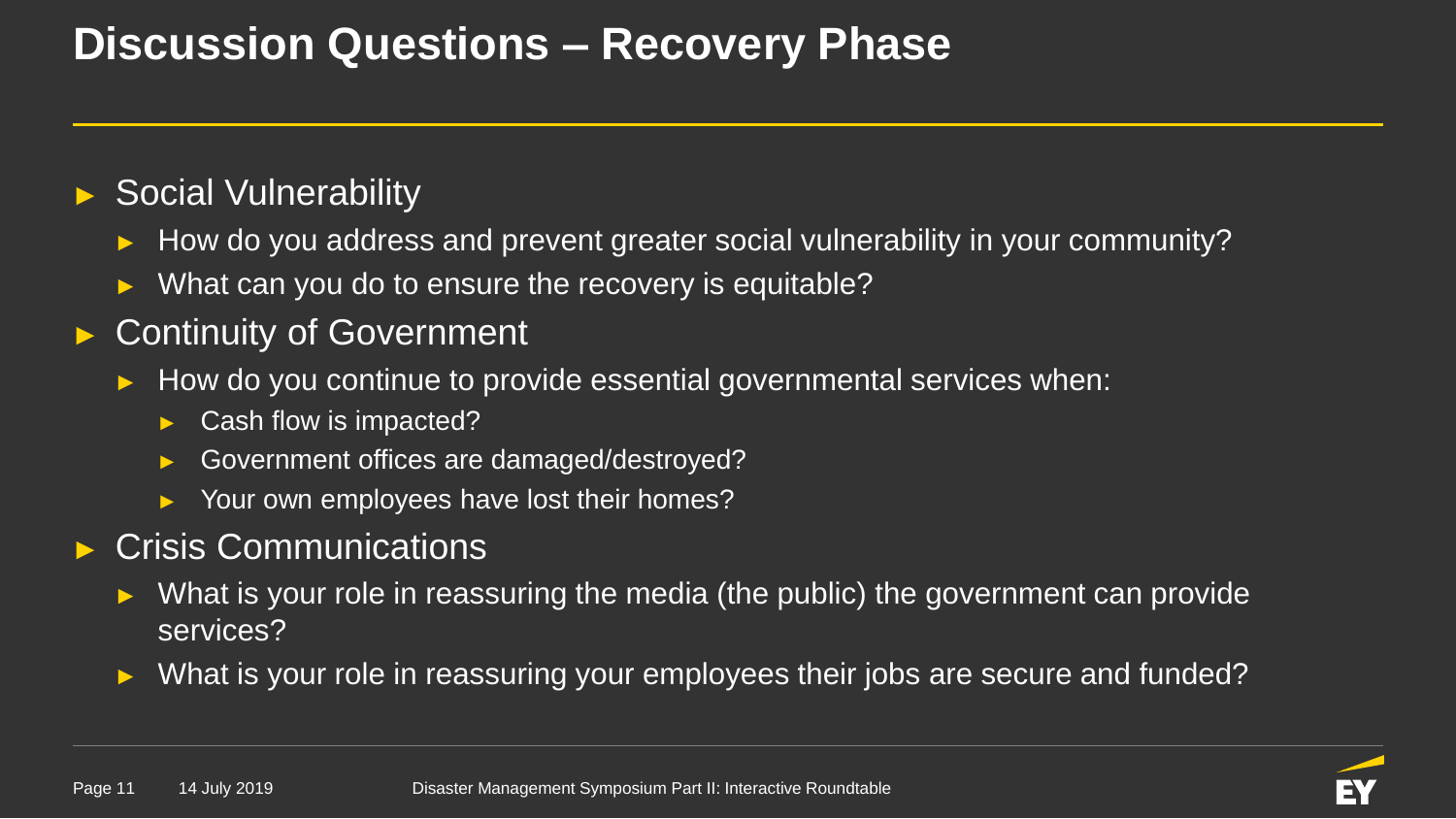# Discussion Questions – Recovery Phase

- Social Vulnerability
  - How do you address and prevent greater social vulnerability in your community?
  - What can you do to ensure the recovery is equitable?
- Continuity of Government
  - How do you continue to provide essential governmental services when:
    - Cash flow is impacted?
    - Government offices are damaged/destroyed?
    - Your own employees have lost their homes?
- Crisis Communications
  - What is your role in reassuring the media (the public) the government can provide services?
  - What is your role in reassuring your employees their jobs are secure and funded?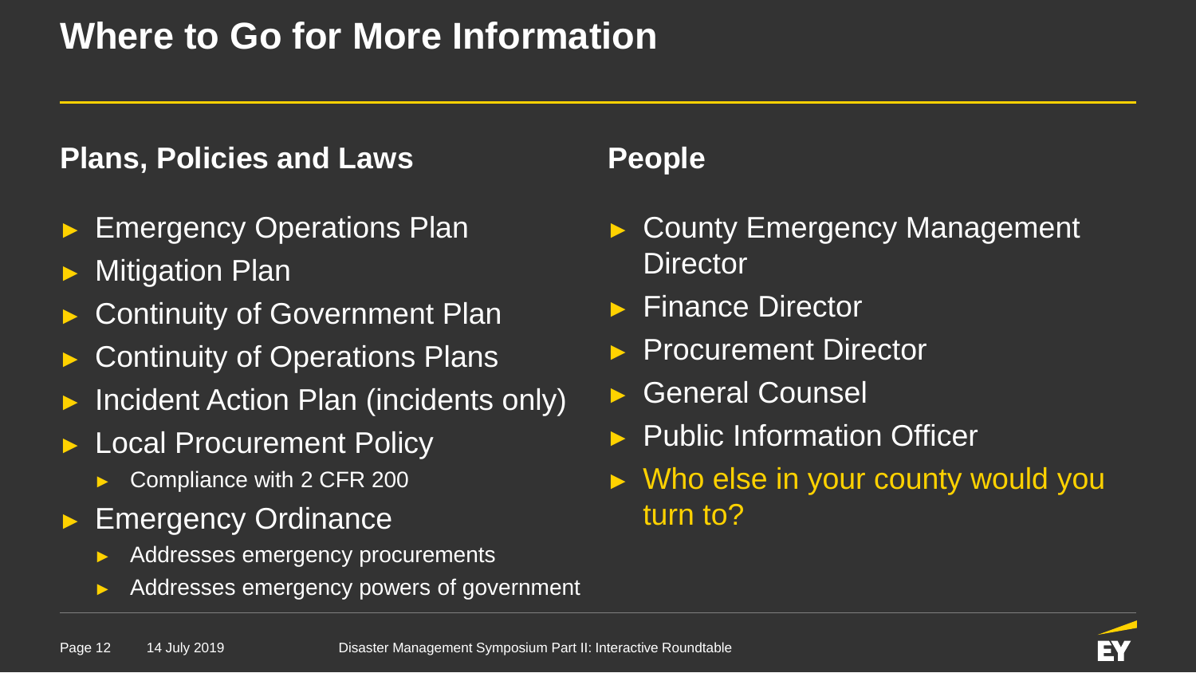# Where to Go for More Information

## Plans, Policies and Laws

- Emergency Operations Plan
- Mitigation Plan
- Continuity of Government Plan
- Continuity of Operations Plans
- Incident Action Plan (incidents only)
- Local Procurement Policy
  - Compliance with 2 CFR 200
- Emergency Ordinance
  - Addresses emergency procurements
  - Addresses emergency powers of government

## People

- County Emergency Management Director
- Finance Director
- Procurement Director
- General Counsel
- Public Information Officer
- Who else in your county would you turn to?